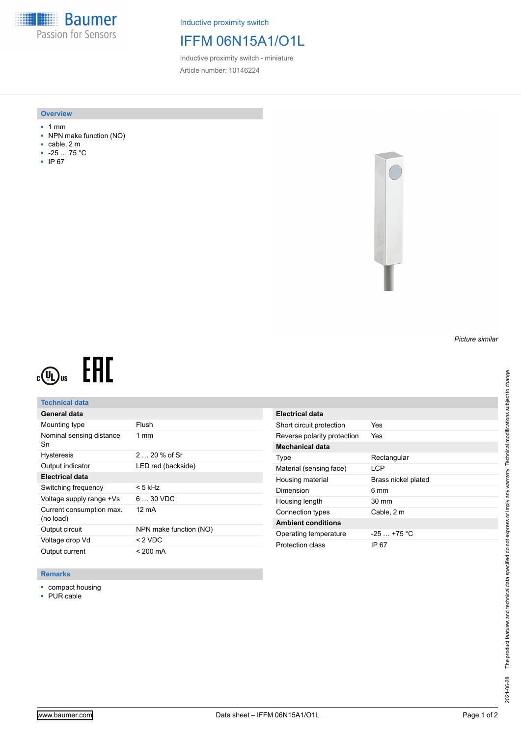Inductive proximity switch

# IFFM 06N15A1/O1L

Inductive proximity switch - miniature

Article number: 10146224

## Overview

- 1 mm
- NPN make function (NO)
- cable, 2 m
- -25 … 75 °C
- IP 67

*Picture similar*

## Technical data

| General data | |
|---|---|
| Mounting type | Flush |
| Nominal sensing distance Sn | 1 mm |
| Hysteresis | 2 … 20 % of Sr |
| Output indicator | LED red (backside) |
| **Electrical data** | |
| Switching frequency | < 5 kHz |
| Voltage supply range +Vs | 6 … 30 VDC |
| Current consumption max. (no load) | 12 mA |
| Output circuit | NPN make function (NO) |
| Voltage drop Vd | < 2 VDC |
| Output current | < 200 mA |

| Electrical data | |
|---|---|
| Short circuit protection | Yes |
| Reverse polarity protection | Yes |
| **Mechanical data** | |
| Type | Rectangular |
| Material (sensing face) | LCP |
| Housing material | Brass nickel plated |
| Dimension | 6 mm |
| Housing length | 30 mm |
| Connection types | Cable, 2 m |
| **Ambient conditions** | |
| Operating temperature | -25 … +75 °C |
| Protection class | IP 67 |

## Remarks

- compact housing
- PUR cable

The product features and technical data specified do not express or imply any warranty. Technical modifications subject to change.

2021-06-28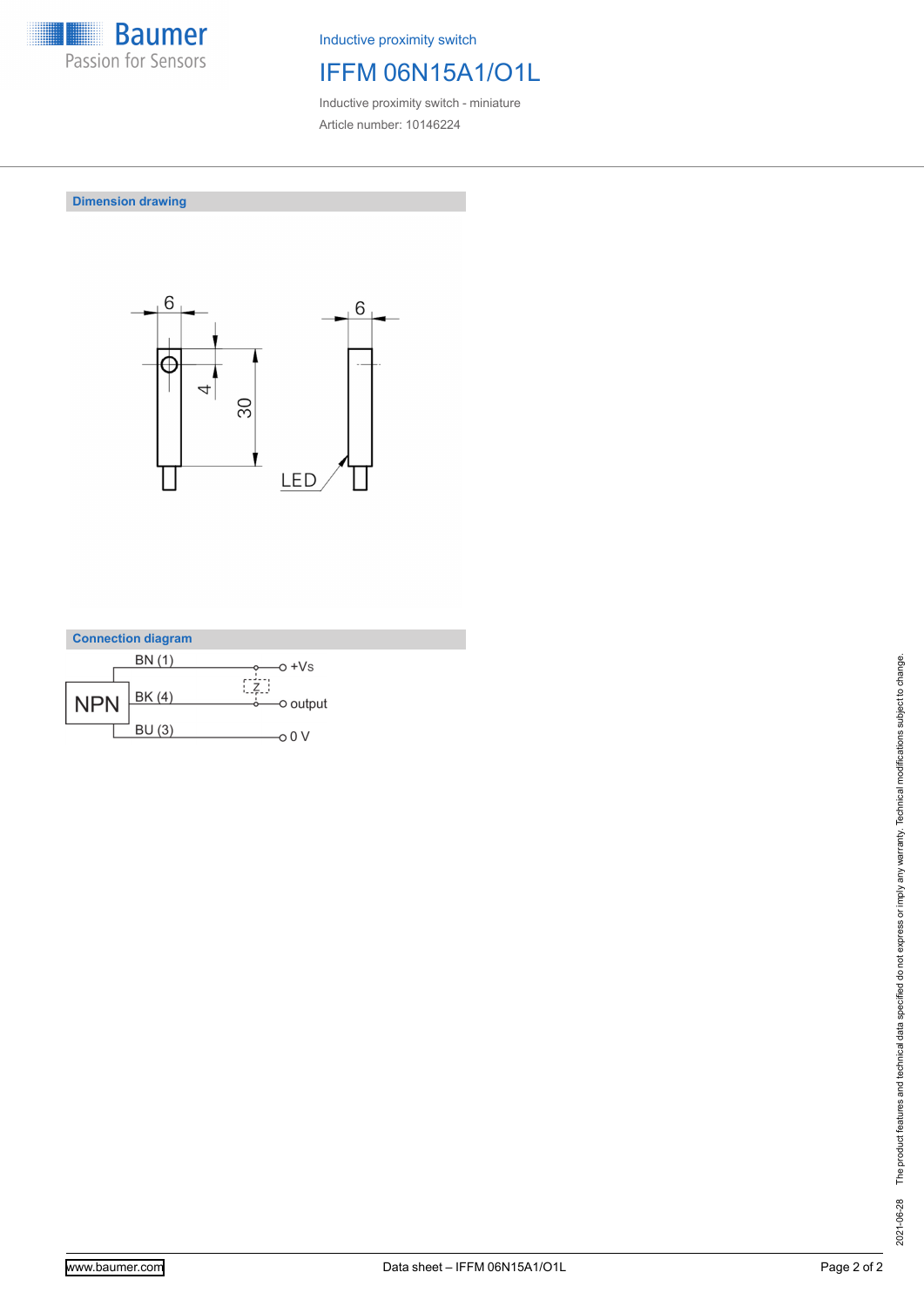Inductive proximity switch

# IFFM 06N15A1/O1L

Inductive proximity switch - miniature

Article number: 10146224

## Dimension drawing

6

6

4

30

LED

## Connection diagram

NPN

BN (1)

BK (4)

BU (3)

+Vs

Z

output

0 V

The product features and technical data specified do not express or imply any warranty. Technical modifications subject to change.

2021-06-28